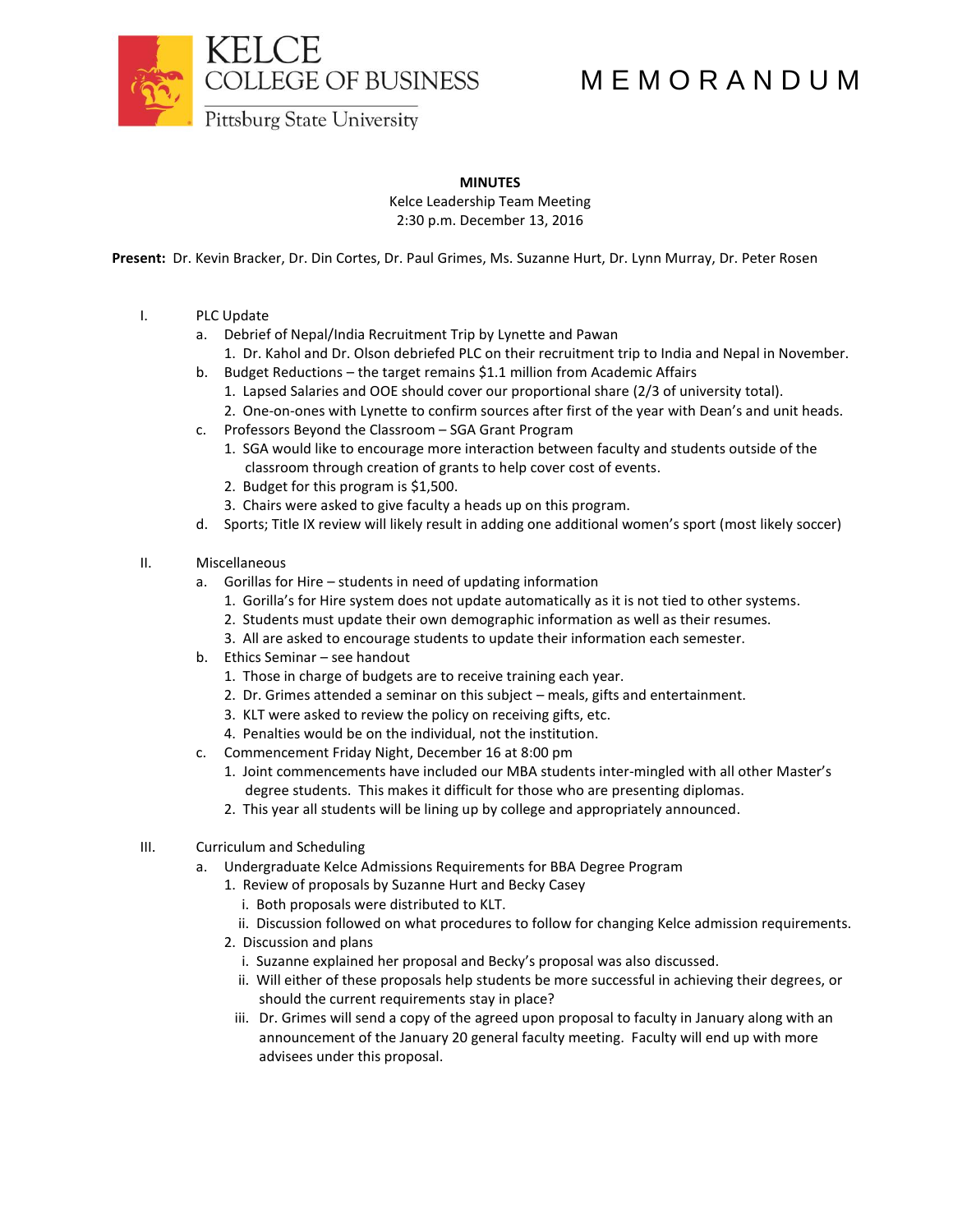KELCE COLLEGE OF BUSINESS
Pittsburg State University

# M E M O R A N D U M

**MINUTES**
Kelce Leadership Team Meeting
2:30 p.m. December 13, 2016

**Present:** Dr. Kevin Bracker, Dr. Din Cortes, Dr. Paul Grimes, Ms. Suzanne Hurt, Dr. Lynn Murray, Dr. Peter Rosen

I. PLC Update
   a. Debrief of Nepal/India Recruitment Trip by Lynette and Pawan
      1. Dr. Kahol and Dr. Olson debriefed PLC on their recruitment trip to India and Nepal in November.
   b. Budget Reductions – the target remains $1.1 million from Academic Affairs
      1. Lapsed Salaries and OOE should cover our proportional share (2/3 of university total).
      2. One-on-ones with Lynette to confirm sources after first of the year with Dean's and unit heads.
   c. Professors Beyond the Classroom – SGA Grant Program
      1. SGA would like to encourage more interaction between faculty and students outside of the classroom through creation of grants to help cover cost of events.
      2. Budget for this program is $1,500.
      3. Chairs were asked to give faculty a heads up on this program.
   d. Sports; Title IX review will likely result in adding one additional women's sport (most likely soccer)

II. Miscellaneous
   a. Gorillas for Hire – students in need of updating information
      1. Gorilla's for Hire system does not update automatically as it is not tied to other systems.
      2. Students must update their own demographic information as well as their resumes.
      3. All are asked to encourage students to update their information each semester.
   b. Ethics Seminar – see handout
      1. Those in charge of budgets are to receive training each year.
      2. Dr. Grimes attended a seminar on this subject – meals, gifts and entertainment.
      3. KLT were asked to review the policy on receiving gifts, etc.
      4. Penalties would be on the individual, not the institution.
   c. Commencement Friday Night, December 16 at 8:00 pm
      1. Joint commencements have included our MBA students inter-mingled with all other Master's degree students. This makes it difficult for those who are presenting diplomas.
      2. This year all students will be lining up by college and appropriately announced.

III. Curriculum and Scheduling
   a. Undergraduate Kelce Admissions Requirements for BBA Degree Program
      1. Review of proposals by Suzanne Hurt and Becky Casey
         i. Both proposals were distributed to KLT.
         ii. Discussion followed on what procedures to follow for changing Kelce admission requirements.
      2. Discussion and plans
         i. Suzanne explained her proposal and Becky's proposal was also discussed.
         ii. Will either of these proposals help students be more successful in achieving their degrees, or should the current requirements stay in place?
         iii. Dr. Grimes will send a copy of the agreed upon proposal to faculty in January along with an announcement of the January 20 general faculty meeting. Faculty will end up with more advisees under this proposal.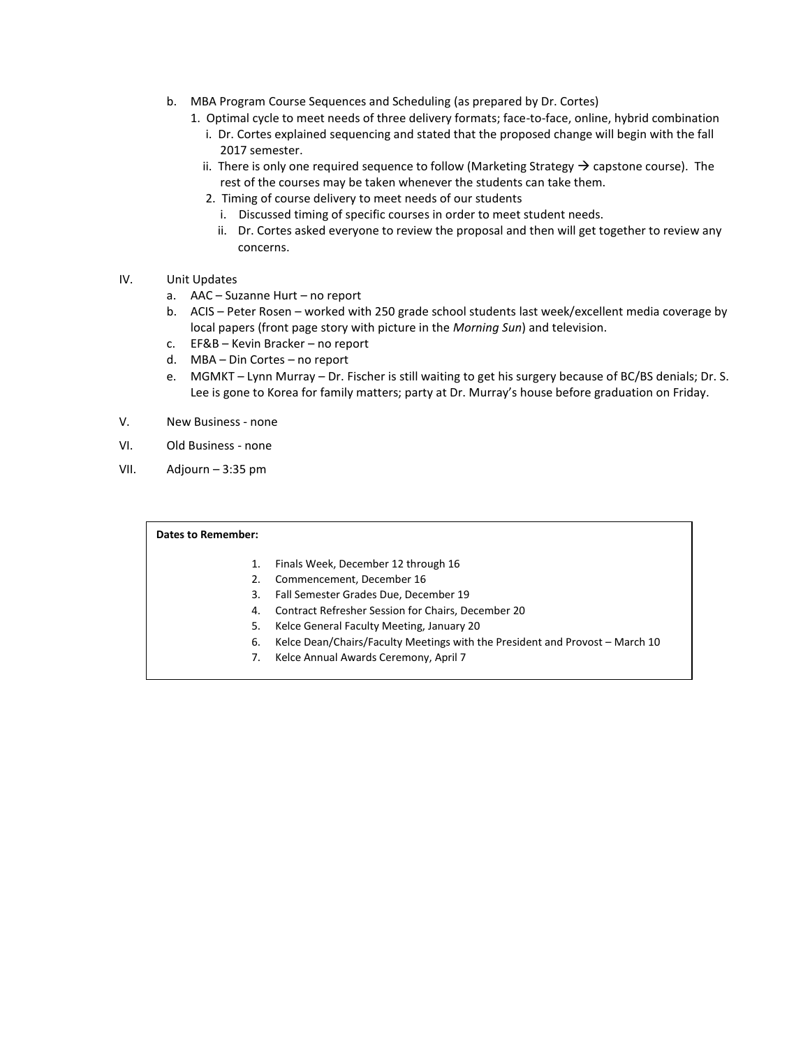b. MBA Program Course Sequences and Scheduling (as prepared by Dr. Cortes)
   1. Optimal cycle to meet needs of three delivery formats; face-to-face, online, hybrid combination
      i. Dr. Cortes explained sequencing and stated that the proposed change will begin with the fall 2017 semester.
      ii. There is only one required sequence to follow (Marketing Strategy → capstone course). The rest of the courses may be taken whenever the students can take them.
   2. Timing of course delivery to meet needs of our students
      i. Discussed timing of specific courses in order to meet student needs.
      ii. Dr. Cortes asked everyone to review the proposal and then will get together to review any concerns.

IV. Unit Updates
   a. AAC – Suzanne Hurt – no report
   b. ACIS – Peter Rosen – worked with 250 grade school students last week/excellent media coverage by local papers (front page story with picture in the *Morning Sun*) and television.
   c. EF&B – Kevin Bracker – no report
   d. MBA – Din Cortes – no report
   e. MGMKT – Lynn Murray – Dr. Fischer is still waiting to get his surgery because of BC/BS denials; Dr. S. Lee is gone to Korea for family matters; party at Dr. Murray's house before graduation on Friday.

V. New Business - none

VI. Old Business - none

VII. Adjourn – 3:35 pm

**Dates to Remember:**

1. Finals Week, December 12 through 16
2. Commencement, December 16
3. Fall Semester Grades Due, December 19
4. Contract Refresher Session for Chairs, December 20
5. Kelce General Faculty Meeting, January 20
6. Kelce Dean/Chairs/Faculty Meetings with the President and Provost – March 10
7. Kelce Annual Awards Ceremony, April 7